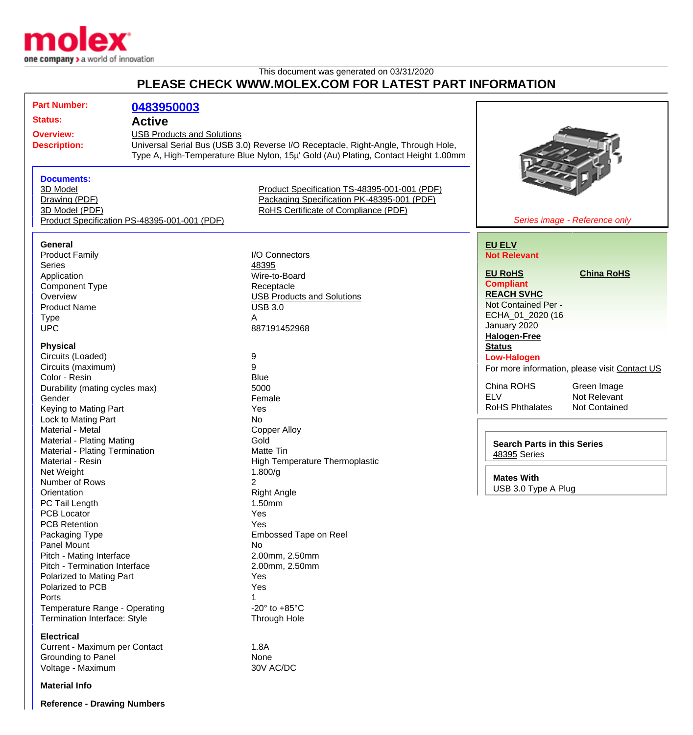This document was generated on 03/31/2020

# PLEASE CHECK WWW.MOLEX.COM FOR LATEST PART INFORMATION

**Part Number:** 0483950003

**Status:** Active

**Overview:** USB Products and Solutions

**Description:** Universal Serial Bus (USB 3.0) Reverse I/O Receptacle, Right-Angle, Through Hole, Type A, High-Temperature Blue Nylon, 15µ' Gold (Au) Plating, Contact Height 1.00mm

*Series image - Reference only*

### Documents:

- 3D Model
- Drawing (PDF)
- 3D Model (PDF)
- Product Specification PS-48395-001-001 (PDF)
- Product Specification TS-48395-001-001 (PDF)
- Packaging Specification PK-48395-001 (PDF)
- RoHS Certificate of Compliance (PDF)

### General

| | |
|---|---|
| Product Family | I/O Connectors |
| Series | 48395 |
| Application | Wire-to-Board |
| Component Type | Receptacle |
| Overview | USB Products and Solutions |
| Product Name | USB 3.0 |
| Type | A |
| UPC | 887191452968 |

### Physical

| | |
|---|---|
| Circuits (Loaded) | 9 |
| Circuits (maximum) | 9 |
| Color - Resin | Blue |
| Durability (mating cycles max) | 5000 |
| Gender | Female |
| Keying to Mating Part | Yes |
| Lock to Mating Part | No |
| Material - Metal | Copper Alloy |
| Material - Plating Mating | Gold |
| Material - Plating Termination | Matte Tin |
| Material - Resin | High Temperature Thermoplastic |
| Net Weight | 1.800/g |
| Number of Rows | 2 |
| Orientation | Right Angle |
| PC Tail Length | 1.50mm |
| PCB Locator | Yes |
| PCB Retention | Yes |
| Packaging Type | Embossed Tape on Reel |
| Panel Mount | No |
| Pitch - Mating Interface | 2.00mm, 2.50mm |
| Pitch - Termination Interface | 2.00mm, 2.50mm |
| Polarized to Mating Part | Yes |
| Polarized to PCB | Yes |
| Ports | 1 |
| Temperature Range - Operating | -20° to +85°C |
| Termination Interface: Style | Through Hole |

### Electrical

| | |
|---|---|
| Current - Maximum per Contact | 1.8A |
| Grounding to Panel | None |
| Voltage - Maximum | 30V AC/DC |

### Material Info

### Reference - Drawing Numbers

---

**EU ELV**
**Not Relevant**

**EU RoHS** | **China RoHS**
**Compliant**

**REACH SVHC**
Not Contained Per - ECHA_01_2020 (16 January 2020

**Halogen-Free Status**
**Low-Halogen**

For more information, please visit Contact US

| | |
|---|---|
| China ROHS | Green Image |
| ELV | Not Relevant |
| RoHS Phthalates | Not Contained |

**Search Parts in this Series**
48395 Series

**Mates With**
USB 3.0 Type A Plug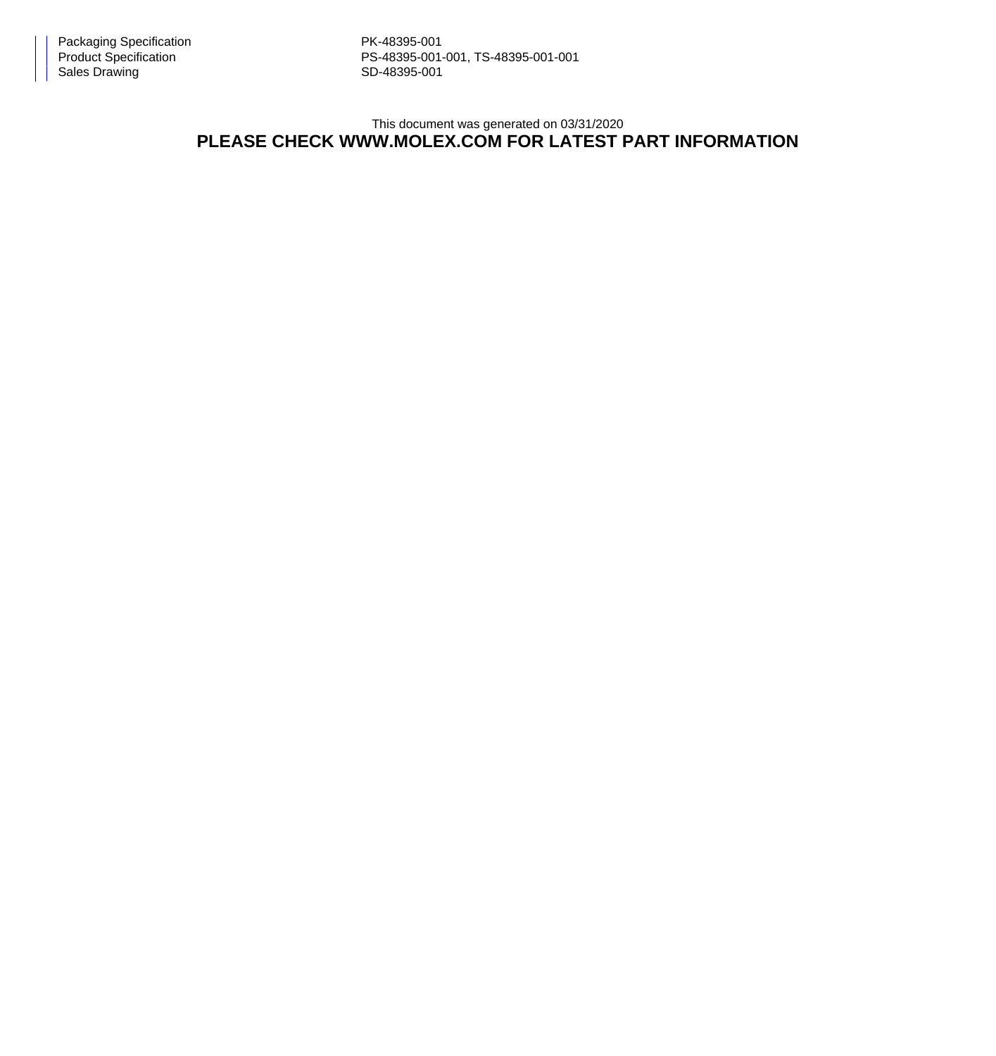| | |
|---|---|
| Packaging Specification | PK-48395-001 |
| Product Specification | PS-48395-001-001, TS-48395-001-001 |
| Sales Drawing | SD-48395-001 |

This document was generated on 03/31/2020

**PLEASE CHECK WWW.MOLEX.COM FOR LATEST PART INFORMATION**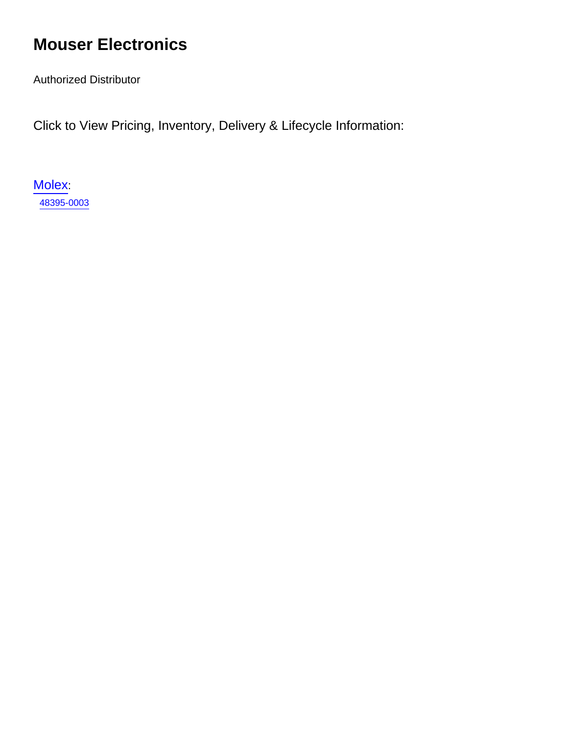# Mouser Electronics

Authorized Distributor

Click to View Pricing, Inventory, Delivery & Lifecycle Information:

Molex:

48395-0003